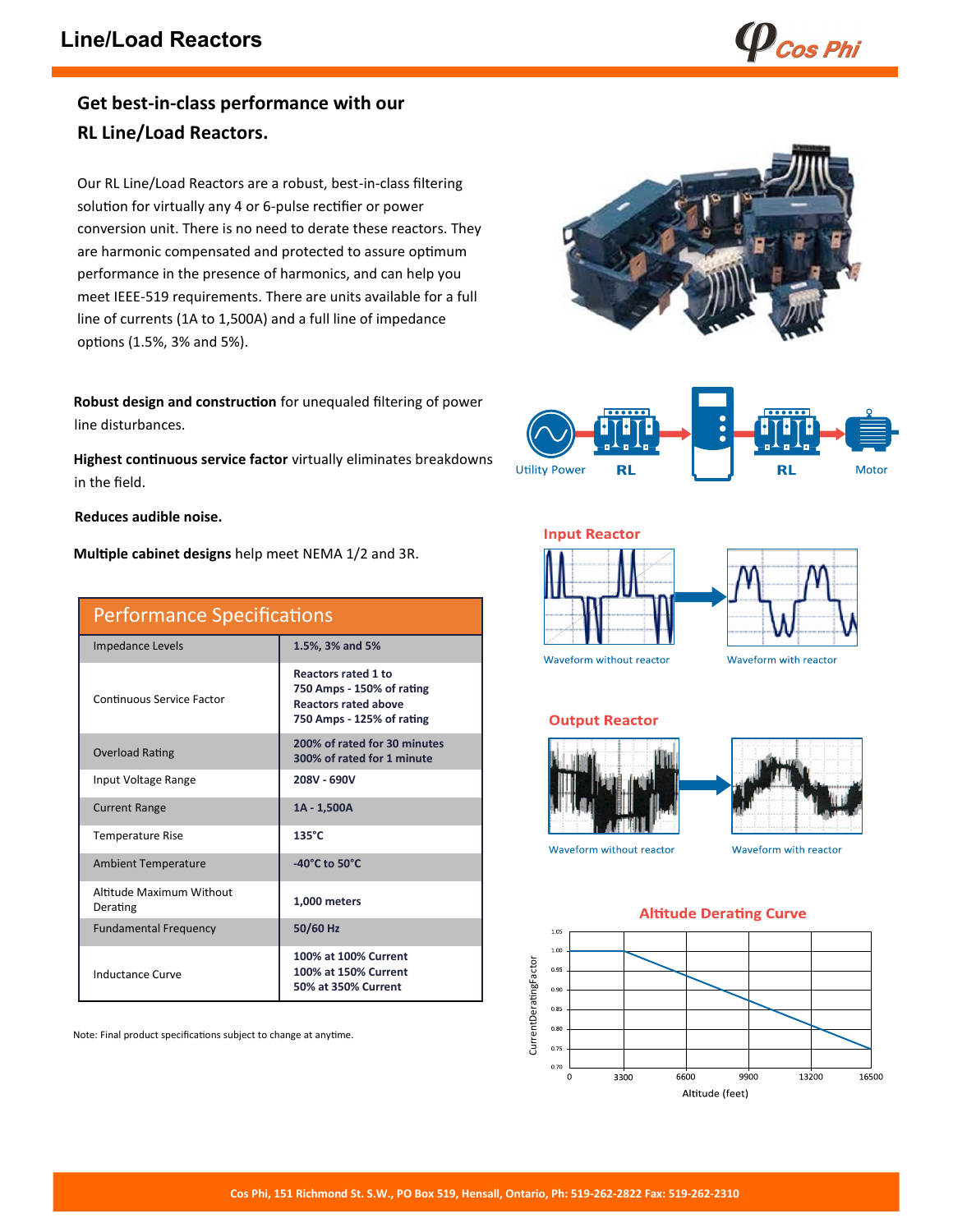# Line/Load Reactors

## Get best-in-class performance with our RL Line/Load Reactors.

Our RL Line/Load Reactors are a robust, best-in-class filtering solution for virtually any 4 or 6-pulse rectifier or power conversion unit. There is no need to derate these reactors. They are harmonic compensated and protected to assure optimum performance in the presence of harmonics, and can help you meet IEEE-519 requirements. There are units available for a full line of currents (1A to 1,500A) and a full line of impedance options (1.5%, 3% and 5%).

**Robust design and construction** for unequaled filtering of power line disturbances.

**Highest continuous service factor** virtually eliminates breakdowns in the field.

**Reduces audible noise.**

**Multiple cabinet designs** help meet NEMA 1/2 and 3R.

| Performance Specifications | |
|---|---|
| Impedance Levels | 1.5%, 3% and 5% |
| Continuous Service Factor | Reactors rated 1 to 750 Amps - 150% of rating<br>Reactors rated above 750 Amps - 125% of rating |
| Overload Rating | 200% of rated for 30 minutes<br>300% of rated for 1 minute |
| Input Voltage Range | 208V - 690V |
| Current Range | 1A - 1,500A |
| Temperature Rise | 135°C |
| Ambient Temperature | -40°C to 50°C |
| Altitude Maximum Without Derating | 1,000 meters |
| Fundamental Frequency | 50/60 Hz |
| Inductance Curve | 100% at 100% Current<br>100% at 150% Current<br>50% at 350% Current |

Note: Final product specifications subject to change at anytime.

Utility Power → RL → Drive → RL → Motor

### Input Reactor

Waveform without reactor

Waveform with reactor

### Output Reactor

Waveform without reactor

Waveform with reactor

### Altitude Derating Curve

Current Derating Factor vs. Altitude (feet)

Y-axis: 0.70, 0.75, 0.80, 0.85, 0.90, 0.95, 1.00, 1.05

X-axis: 0, 3300, 6600, 9900, 13200, 16500

Cos Phi, 151 Richmond St. S.W., PO Box 519, Hensall, Ontario, Ph: 519-262-2822 Fax: 519-262-2310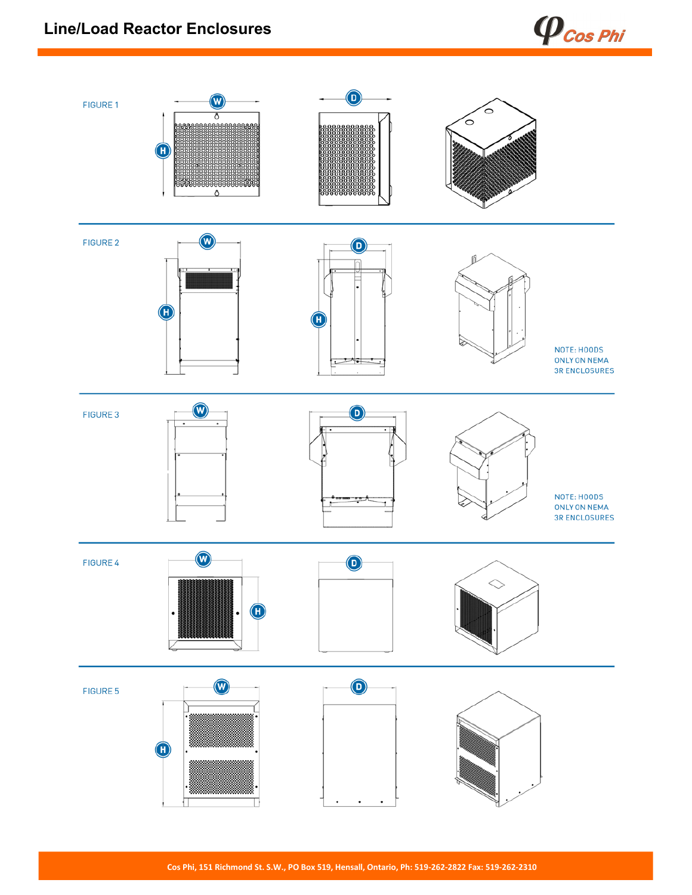# Line/Load Reactor Enclosures

FIGURE 1

W D H

FIGURE 2

W D H

NOTE: HOODS ONLY ON NEMA 3R ENCLOSURES

FIGURE 3

W D

NOTE: HOODS ONLY ON NEMA 3R ENCLOSURES

FIGURE 4

W H D

FIGURE 5

W H D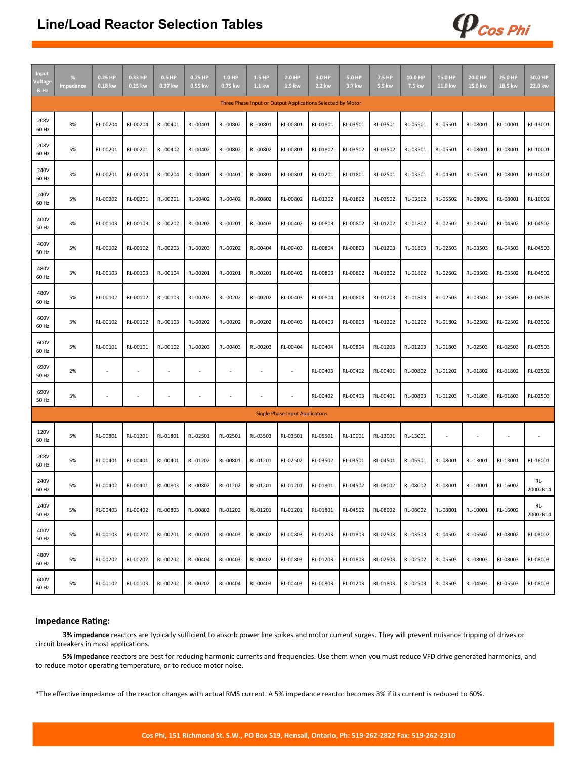# Line/Load Reactor Selection Tables

| Input Voltage & Hz | % Impedance | 0.25 HP 0.18 kw | 0.33 HP 0.25 kw | 0.5 HP 0.37 kw | 0.75 HP 0.55 kw | 1.0 HP 0.75 kw | 1.5 HP 1.1 kw | 2.0 HP 1.5 kw | 3.0 HP 2.2 kw | 5.0 HP 3.7 kw | 7.5 HP 5.5 kw | 10.0 HP 7.5 kw | 15.0 HP 11.0 kw | 20.0 HP 15.0 kw | 25.0 HP 18.5 kw | 30.0 HP 22.0 kw |
|---|---|---|---|---|---|---|---|---|---|---|---|---|---|---|---|---|
| Three Phase Input or Output Applications Selected by Motor | | | | | | | | | | | | | | | | |
| 208V 60 Hz | 3% | RL-00204 | RL-00204 | RL-00401 | RL-00401 | RL-00802 | RL-00801 | RL-00801 | RL-01801 | RL-03501 | RL-03501 | RL-05501 | RL-05501 | RL-08001 | RL-10001 | RL-13001 |
| 208V 60 Hz | 5% | RL-00201 | RL-00201 | RL-00402 | RL-00402 | RL-00802 | RL-00802 | RL-00801 | RL-01802 | RL-03502 | RL-03502 | RL-03501 | RL-05501 | RL-08001 | RL-08001 | RL-10001 |
| 240V 60 Hz | 3% | RL-00201 | RL-00204 | RL-00204 | RL-00401 | RL-00401 | RL-00801 | RL-00801 | RL-01201 | RL-01801 | RL-02501 | RL-03501 | RL-04501 | RL-05501 | RL-08001 | RL-10001 |
| 240V 60 Hz | 5% | RL-00202 | RL-00201 | RL-00201 | RL-00402 | RL-00402 | RL-00802 | RL-00802 | RL-01202 | RL-01802 | RL-03502 | RL-03502 | RL-05502 | RL-08002 | RL-08001 | RL-10002 |
| 400V 50 Hz | 3% | RL-00103 | RL-00103 | RL-00202 | RL-00202 | RL-00201 | RL-00403 | RL-00402 | RL-00803 | RL-00802 | RL-01202 | RL-01802 | RL-02502 | RL-03502 | RL-04502 | RL-04502 |
| 400V 50 Hz | 5% | RL-00102 | RL-00102 | RL-00203 | RL-00203 | RL-00202 | RL-00404 | RL-00403 | RL-00804 | RL-00803 | RL-01203 | RL-01803 | RL-02503 | RL-03503 | RL-04503 | RL-04503 |
| 480V 60 Hz | 3% | RL-00103 | RL-00103 | RL-00104 | RL-00201 | RL-00201 | RL-00201 | RL-00402 | RL-00803 | RL-00802 | RL-01202 | RL-01802 | RL-02502 | RL-03502 | RL-03502 | RL-04502 |
| 480V 60 Hz | 5% | RL-00102 | RL-00102 | RL-00103 | RL-00202 | RL-00202 | RL-00202 | RL-00403 | RL-00804 | RL-00803 | RL-01203 | RL-01803 | RL-02503 | RL-03503 | RL-03503 | RL-04503 |
| 600V 60 Hz | 3% | RL-00102 | RL-00102 | RL-00103 | RL-00202 | RL-00202 | RL-00202 | RL-00403 | RL-00403 | RL-00803 | RL-01202 | RL-01202 | RL-01802 | RL-02502 | RL-02502 | RL-03502 |
| 600V 60 Hz | 5% | RL-00101 | RL-00101 | RL-00102 | RL-00203 | RL-00403 | RL-00203 | RL-00404 | RL-00404 | RL-00804 | RL-01203 | RL-01203 | RL-01803 | RL-02503 | RL-02503 | RL-03503 |
| 690V 50 Hz | 2% | - | - | - | - | - | - | - | RL-00403 | RL-00402 | RL-00401 | RL-00802 | RL-01202 | RL-01802 | RL-01802 | RL-02502 |
| 690V 50 Hz | 3% | - | - | - | - | - | - | - | RL-00402 | RL-00403 | RL-00401 | RL-00803 | RL-01203 | RL-01803 | RL-01803 | RL-02503 |
| Single Phase Input Applicatons | | | | | | | | | | | | | | | | |
| 120V 60 Hz | 5% | RL-00801 | RL-01201 | RL-01801 | RL-02501 | RL-02501 | RL-03503 | RL-03501 | RL-05501 | RL-10001 | RL-13001 | RL-13001 | - | - | - | - |
| 208V 60 Hz | 5% | RL-00401 | RL-00401 | RL-00401 | RL-01202 | RL-00801 | RL-01201 | RL-02502 | RL-03502 | RL-03501 | RL-04501 | RL-05501 | RL-08001 | RL-13001 | RL-13001 | RL-16001 |
| 240V 60 Hz | 5% | RL-00402 | RL-00401 | RL-00803 | RL-00802 | RL-01202 | RL-01201 | RL-01201 | RL-01801 | RL-04502 | RL-08002 | RL-08002 | RL-08001 | RL-10001 | RL-16002 | RL-20002B14 |
| 240V 50 Hz | 5% | RL-00403 | RL-00402 | RL-00803 | RL-00802 | RL-01202 | RL-01201 | RL-01201 | RL-01801 | RL-04502 | RL-08002 | RL-08002 | RL-08001 | RL-10001 | RL-16002 | RL-20002B14 |
| 400V 50 Hz | 5% | RL-00103 | RL-00202 | RL-00201 | RL-00201 | RL-00403 | RL-00402 | RL-00803 | RL-01203 | RL-01803 | RL-02503 | RL-03503 | RL-04502 | RL-05502 | RL-08002 | RL-08002 |
| 480V 60 Hz | 5% | RL-00202 | RL-00202 | RL-00202 | RL-00404 | RL-00403 | RL-00402 | RL-00803 | RL-01203 | RL-01803 | RL-02503 | RL-02502 | RL-05503 | RL-08003 | RL-08003 | RL-08003 |
| 600V 60 Hz | 5% | RL-00102 | RL-00103 | RL-00202 | RL-00202 | RL-00404 | RL-00403 | RL-00403 | RL-00803 | RL-01203 | RL-01803 | RL-02503 | RL-03503 | RL-04503 | RL-05503 | RL-08003 |

## Impedance Rating:

**3% impedance** reactors are typically sufficient to absorb power line spikes and motor current surges. They will prevent nuisance tripping of drives or circuit breakers in most applications.

**5% impedance** reactors are best for reducing harmonic currents and frequencies. Use them when you must reduce VFD drive generated harmonics, and to reduce motor operating temperature, or to reduce motor noise.

*The effective impedance of the reactor changes with actual RMS current. A 5% impedance reactor becomes 3% if its current is reduced to 60%.

Cos Phi, 151 Richmond St. S.W., PO Box 519, Hensall, Ontario, Ph: 519-262-2822 Fax: 519-262-2310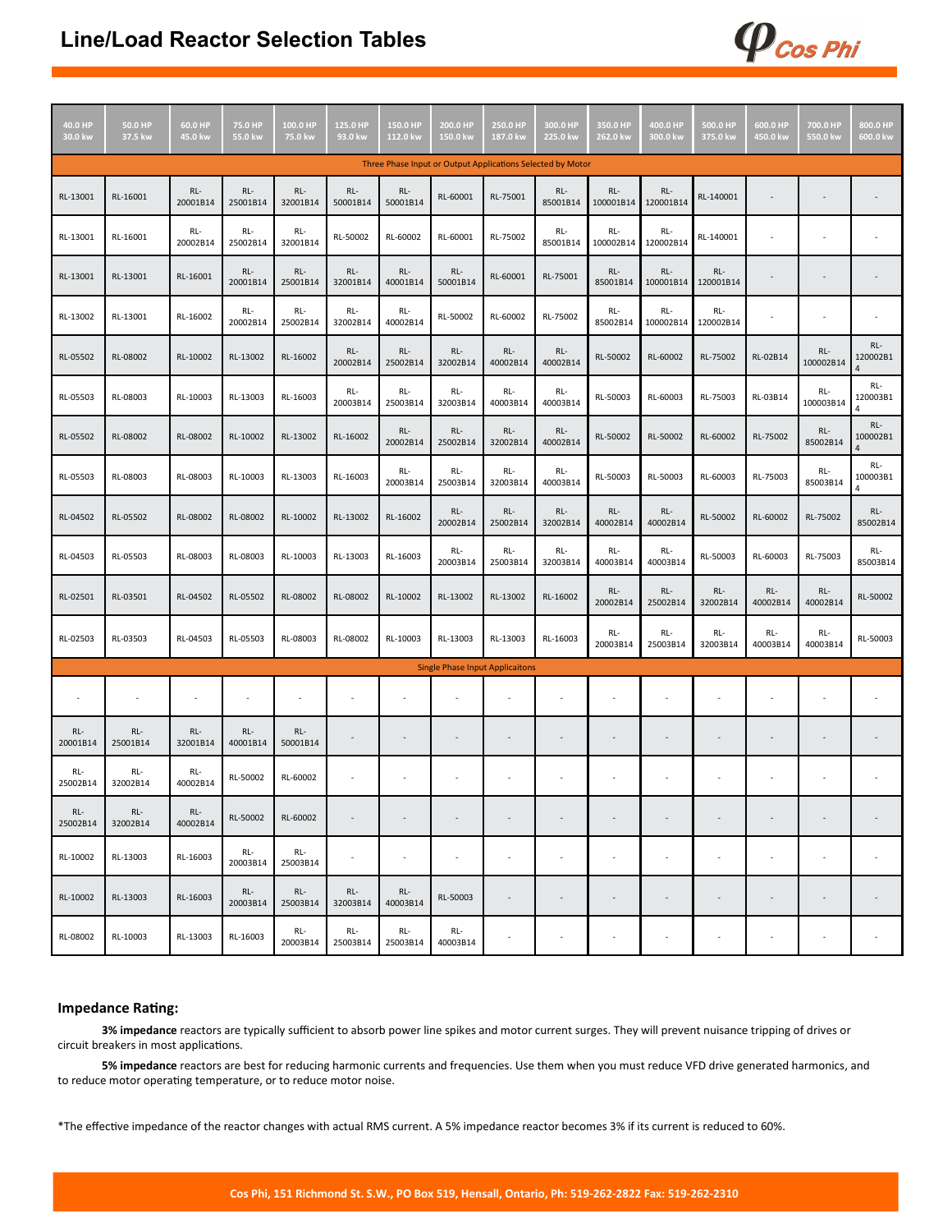# Line/Load Reactor Selection Tables

| 40.0 HP 30.0 kw | 50.0 HP 37.5 kw | 60.0 HP 45.0 kw | 75.0 HP 55.0 kw | 100.0 HP 75.0 kw | 125.0 HP 93.0 kw | 150.0 HP 112.0 kw | 200.0 HP 150.0 kw | 250.0 HP 187.0 kw | 300.0 HP 225.0 kw | 350.0 HP 262.0 kw | 400.0 HP 300.0 kw | 500.0 HP 375.0 kw | 600.0 HP 450.0 kw | 700.0 HP 550.0 kw | 800.0 HP 600.0 kw |
|---|---|---|---|---|---|---|---|---|---|---|---|---|---|---|---|
| Three Phase Input or Output Applications Selected by Motor | | | | | | | | | | | | | | | |
| RL-13001 | RL-16001 | RL-20001B14 | RL-25001B14 | RL-32001B14 | RL-50001B14 | RL-50001B14 | RL-60001 | RL-75001 | RL-85001B14 | RL-100001B14 | RL-120001B14 | RL-140001 | - | - | - |
| RL-13001 | RL-16001 | RL-20002B14 | RL-25002B14 | RL-32001B14 | RL-50002 | RL-60002 | RL-60001 | RL-75002 | RL-85001B14 | RL-100002B14 | RL-120002B14 | RL-140001 | - | - | - |
| RL-13001 | RL-13001 | RL-16001 | RL-20001B14 | RL-25001B14 | RL-32001B14 | RL-40001B14 | RL-50001B14 | RL-60001 | RL-75001 | RL-85001B14 | RL-100001B14 | RL-120001B14 | - | - | - |
| RL-13002 | RL-13001 | RL-16002 | RL-20002B14 | RL-25002B14 | RL-32002B14 | RL-40002B14 | RL-50002 | RL-60002 | RL-75002 | RL-85002B14 | RL-100002B14 | RL-120002B14 | - | - | - |
| RL-05502 | RL-08002 | RL-10002 | RL-13002 | RL-16002 | RL-20002B14 | RL-25002B14 | RL-32002B14 | RL-40002B14 | RL-40002B14 | RL-50002 | RL-60002 | RL-75002 | RL-02B14 | RL-100002B14 | RL-120002B14 |
| RL-05503 | RL-08003 | RL-10003 | RL-13003 | RL-16003 | RL-20003B14 | RL-25003B14 | RL-32003B14 | RL-40003B14 | RL-40003B14 | RL-50003 | RL-60003 | RL-75003 | RL-03B14 | RL-100003B14 | RL-120003B14 |
| RL-05502 | RL-08002 | RL-08002 | RL-10002 | RL-13002 | RL-16002 | RL-20002B14 | RL-25002B14 | RL-32002B14 | RL-40002B14 | RL-50002 | RL-50002 | RL-60002 | RL-75002 | RL-85002B14 | RL-100002B14 |
| RL-05503 | RL-08003 | RL-08003 | RL-10003 | RL-13003 | RL-16003 | RL-20003B14 | RL-25003B14 | RL-32003B14 | RL-40003B14 | RL-50003 | RL-50003 | RL-60003 | RL-75003 | RL-85003B14 | RL-100003B14 |
| RL-04502 | RL-05502 | RL-08002 | RL-08002 | RL-10002 | RL-13002 | RL-16002 | RL-20002B14 | RL-25002B14 | RL-32002B14 | RL-40002B14 | RL-40002B14 | RL-50002 | RL-60002 | RL-75002 | RL-85002B14 |
| RL-04503 | RL-05503 | RL-08003 | RL-08003 | RL-10003 | RL-13003 | RL-16003 | RL-20003B14 | RL-25003B14 | RL-32003B14 | RL-40003B14 | RL-40003B14 | RL-50003 | RL-60003 | RL-75003 | RL-85003B14 |
| RL-02501 | RL-03501 | RL-04502 | RL-05502 | RL-08002 | RL-08002 | RL-10002 | RL-13002 | RL-13002 | RL-16002 | RL-20002B14 | RL-25002B14 | RL-32002B14 | RL-40002B14 | RL-40002B14 | RL-50002 |
| RL-02503 | RL-03503 | RL-04503 | RL-05503 | RL-08003 | RL-08002 | RL-10003 | RL-13003 | RL-13003 | RL-16003 | RL-20003B14 | RL-25003B14 | RL-32003B14 | RL-40003B14 | RL-40003B14 | RL-50003 |
| Single Phase Input Applicaitons | | | | | | | | | | | | | | | |
| - | - | - | - | - | - | - | - | - | - | - | - | - | - | - | - |
| RL-20001B14 | RL-25001B14 | RL-32001B14 | RL-40001B14 | RL-50001B14 | - | - | - | - | - | - | - | - | - | - | - |
| RL-25002B14 | RL-32002B14 | RL-40002B14 | RL-50002 | RL-60002 | - | - | - | - | - | - | - | - | - | - | - |
| RL-25002B14 | RL-32002B14 | RL-40002B14 | RL-50002 | RL-60002 | - | - | - | - | - | - | - | - | - | - | - |
| RL-10002 | RL-13003 | RL-16003 | RL-20003B14 | RL-25003B14 | - | - | - | - | - | - | - | - | - | - | - |
| RL-10002 | RL-13003 | RL-16003 | RL-20003B14 | RL-25003B14 | RL-32003B14 | RL-40003B14 | RL-50003 | - | - | - | - | - | - | - | - |
| RL-08002 | RL-10003 | RL-13003 | RL-16003 | RL-20003B14 | RL-25003B14 | RL-25003B14 | RL-40003B14 | - | - | - | - | - | - | - | - |

### Impedance Rating:

**3% impedance** reactors are typically sufficient to absorb power line spikes and motor current surges. They will prevent nuisance tripping of drives or circuit breakers in most applications.

**5% impedance** reactors are best for reducing harmonic currents and frequencies. Use them when you must reduce VFD drive generated harmonics, and to reduce motor operating temperature, or to reduce motor noise.

*The effective impedance of the reactor changes with actual RMS current. A 5% impedance reactor becomes 3% if its current is reduced to 60%.

Cos Phi, 151 Richmond St. S.W., PO Box 519, Hensall, Ontario, Ph: 519-262-2822 Fax: 519-262-2310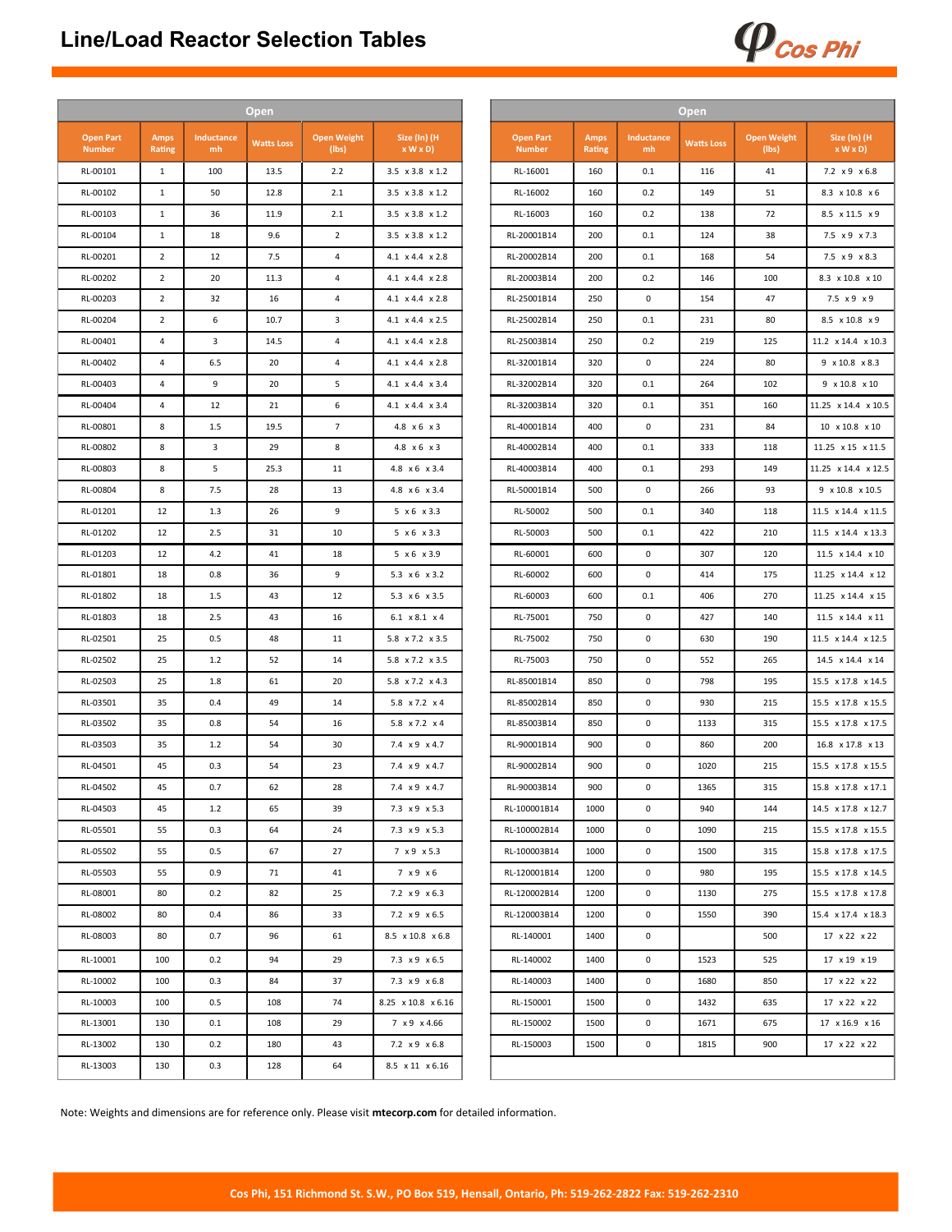# Line/Load Reactor Selection Tables

| Open | | | | | |
|---|---|---|---|---|---|
| Open Part Number | Amps Rating | Inductance mh | Watts Loss | Open Weight (lbs) | Size (In) (H x W x D) |
| RL-00101 | 1 | 100 | 13.5 | 2.2 | 3.5 x 3.8 x 1.2 |
| RL-00102 | 1 | 50 | 12.8 | 2.1 | 3.5 x 3.8 x 1.2 |
| RL-00103 | 1 | 36 | 11.9 | 2.1 | 3.5 x 3.8 x 1.2 |
| RL-00104 | 1 | 18 | 9.6 | 2 | 3.5 x 3.8 x 1.2 |
| RL-00201 | 2 | 12 | 7.5 | 4 | 4.1 x 4.4 x 2.8 |
| RL-00202 | 2 | 20 | 11.3 | 4 | 4.1 x 4.4 x 2.8 |
| RL-00203 | 2 | 32 | 16 | 4 | 4.1 x 4.4 x 2.8 |
| RL-00204 | 2 | 6 | 10.7 | 3 | 4.1 x 4.4 x 2.5 |
| RL-00401 | 4 | 3 | 14.5 | 4 | 4.1 x 4.4 x 2.8 |
| RL-00402 | 4 | 6.5 | 20 | 4 | 4.1 x 4.4 x 2.8 |
| RL-00403 | 4 | 9 | 20 | 5 | 4.1 x 4.4 x 3.4 |
| RL-00404 | 4 | 12 | 21 | 6 | 4.1 x 4.4 x 3.4 |
| RL-00801 | 8 | 1.5 | 19.5 | 7 | 4.8 x 6 x 3 |
| RL-00802 | 8 | 3 | 29 | 8 | 4.8 x 6 x 3 |
| RL-00803 | 8 | 5 | 25.3 | 11 | 4.8 x 6 x 3.4 |
| RL-00804 | 8 | 7.5 | 28 | 13 | 4.8 x 6 x 3.4 |
| RL-01201 | 12 | 1.3 | 26 | 9 | 5 x 6 x 3.3 |
| RL-01202 | 12 | 2.5 | 31 | 10 | 5 x 6 x 3.3 |
| RL-01203 | 12 | 4.2 | 41 | 18 | 5 x 6 x 3.9 |
| RL-01801 | 18 | 0.8 | 36 | 9 | 5.3 x 6 x 3.2 |
| RL-01802 | 18 | 1.5 | 43 | 12 | 5.3 x 6 x 3.5 |
| RL-01803 | 18 | 2.5 | 43 | 16 | 6.1 x 8.1 x 4 |
| RL-02501 | 25 | 0.5 | 48 | 11 | 5.8 x 7.2 x 3.5 |
| RL-02502 | 25 | 1.2 | 52 | 14 | 5.8 x 7.2 x 3.5 |
| RL-02503 | 25 | 1.8 | 61 | 20 | 5.8 x 7.2 x 4.3 |
| RL-03501 | 35 | 0.4 | 49 | 14 | 5.8 x 7.2 x 4 |
| RL-03502 | 35 | 0.8 | 54 | 16 | 5.8 x 7.2 x 4 |
| RL-03503 | 35 | 1.2 | 54 | 30 | 7.4 x 9 x 4.7 |
| RL-04501 | 45 | 0.3 | 54 | 23 | 7.4 x 9 x 4.7 |
| RL-04502 | 45 | 0.7 | 62 | 28 | 7.4 x 9 x 4.7 |
| RL-04503 | 45 | 1.2 | 65 | 39 | 7.3 x 9 x 5.3 |
| RL-05501 | 55 | 0.3 | 64 | 24 | 7.3 x 9 x 5.3 |
| RL-05502 | 55 | 0.5 | 67 | 27 | 7 x 9 x 5.3 |
| RL-05503 | 55 | 0.9 | 71 | 41 | 7 x 9 x 6 |
| RL-08001 | 80 | 0.2 | 82 | 25 | 7.2 x 9 x 6.3 |
| RL-08002 | 80 | 0.4 | 86 | 33 | 7.2 x 9 x 6.5 |
| RL-08003 | 80 | 0.7 | 96 | 61 | 8.5 x 10.8 x 6.8 |
| RL-10001 | 100 | 0.2 | 94 | 29 | 7.3 x 9 x 6.5 |
| RL-10002 | 100 | 0.3 | 84 | 37 | 7.3 x 9 x 6.8 |
| RL-10003 | 100 | 0.5 | 108 | 74 | 8.25 x 10.8 x 6.16 |
| RL-13001 | 130 | 0.1 | 108 | 29 | 7 x 9 x 4.66 |
| RL-13002 | 130 | 0.2 | 180 | 43 | 7.2 x 9 x 6.8 |
| RL-13003 | 130 | 0.3 | 128 | 64 | 8.5 x 11 x 6.16 |

| Open | | | | | |
|---|---|---|---|---|---|
| Open Part Number | Amps Rating | Inductance mh | Watts Loss | Open Weight (lbs) | Size (In) (H x W x D) |
| RL-16001 | 160 | 0.1 | 116 | 41 | 7.2 x 9 x 6.8 |
| RL-16002 | 160 | 0.2 | 149 | 51 | 8.3 x 10.8 x 6 |
| RL-16003 | 160 | 0.2 | 138 | 72 | 8.5 x 11.5 x 9 |
| RL-20001B14 | 200 | 0.1 | 124 | 38 | 7.5 x 9 x 7.3 |
| RL-20002B14 | 200 | 0.1 | 168 | 54 | 7.5 x 9 x 8.3 |
| RL-20003B14 | 200 | 0.2 | 146 | 100 | 8.3 x 10.8 x 10 |
| RL-25001B14 | 250 | 0 | 154 | 47 | 7.5 x 9 x 9 |
| RL-25002B14 | 250 | 0.1 | 231 | 80 | 8.5 x 10.8 x 9 |
| RL-25003B14 | 250 | 0.2 | 219 | 125 | 11.2 x 14.4 x 10.3 |
| RL-32001B14 | 320 | 0 | 224 | 80 | 9 x 10.8 x 8.3 |
| RL-32002B14 | 320 | 0.1 | 264 | 102 | 9 x 10.8 x 10 |
| RL-32003B14 | 320 | 0.1 | 351 | 160 | 11.25 x 14.4 x 10.5 |
| RL-40001B14 | 400 | 0 | 231 | 84 | 10 x 10.8 x 10 |
| RL-40002B14 | 400 | 0.1 | 333 | 118 | 11.25 x 15 x 11.5 |
| RL-40003B14 | 400 | 0.1 | 293 | 149 | 11.25 x 14.4 x 12.5 |
| RL-50001B14 | 500 | 0 | 266 | 93 | 9 x 10.8 x 10.5 |
| RL-50002 | 500 | 0.1 | 340 | 118 | 11.5 x 14.4 x 11.5 |
| RL-50003 | 500 | 0.1 | 422 | 210 | 11.5 x 14.4 x 13.3 |
| RL-60001 | 600 | 0 | 307 | 120 | 11.5 x 14.4 x 10 |
| RL-60002 | 600 | 0 | 414 | 175 | 11.25 x 14.4 x 12 |
| RL-60003 | 600 | 0.1 | 406 | 270 | 11.25 x 14.4 x 15 |
| RL-75001 | 750 | 0 | 427 | 140 | 11.5 x 14.4 x 11 |
| RL-75002 | 750 | 0 | 630 | 190 | 11.5 x 14.4 x 12.5 |
| RL-75003 | 750 | 0 | 552 | 265 | 14.5 x 14.4 x 14 |
| RL-85001B14 | 850 | 0 | 798 | 195 | 15.5 x 17.8 x 14.5 |
| RL-85002B14 | 850 | 0 | 930 | 215 | 15.5 x 17.8 x 15.5 |
| RL-85003B14 | 850 | 0 | 1133 | 315 | 15.5 x 17.8 x 17.5 |
| RL-90001B14 | 900 | 0 | 860 | 200 | 16.8 x 17.8 x 13 |
| RL-90002B14 | 900 | 0 | 1020 | 215 | 15.5 x 17.8 x 15.5 |
| RL-90003B14 | 900 | 0 | 1365 | 315 | 15.8 x 17.8 x 17.1 |
| RL-100001B14 | 1000 | 0 | 940 | 144 | 14.5 x 17.8 x 12.7 |
| RL-100002B14 | 1000 | 0 | 1090 | 215 | 15.5 x 17.8 x 15.5 |
| RL-100003B14 | 1000 | 0 | 1500 | 315 | 15.8 x 17.8 x 17.5 |
| RL-120001B14 | 1200 | 0 | 980 | 195 | 15.5 x 17.8 x 14.5 |
| RL-120002B14 | 1200 | 0 | 1130 | 275 | 15.5 x 17.8 x 17.8 |
| RL-120003B14 | 1200 | 0 | 1550 | 390 | 15.4 x 17.4 x 18.3 |
| RL-140001 | 1400 | 0 | | 500 | 17 x 22 x 22 |
| RL-140002 | 1400 | 0 | 1523 | 525 | 17 x 19 x 19 |
| RL-140003 | 1400 | 0 | 1680 | 850 | 17 x 22 x 22 |
| RL-150001 | 1500 | 0 | 1432 | 635 | 17 x 22 x 22 |
| RL-150002 | 1500 | 0 | 1671 | 675 | 17 x 16.9 x 16 |
| RL-150003 | 1500 | 0 | 1815 | 900 | 17 x 22 x 22 |

Note: Weights and dimensions are for reference only. Please visit **mtecorp.com** for detailed information.

Cos Phi, 151 Richmond St. S.W., PO Box 519, Hensall, Ontario, Ph: 519-262-2822 Fax: 519-262-2310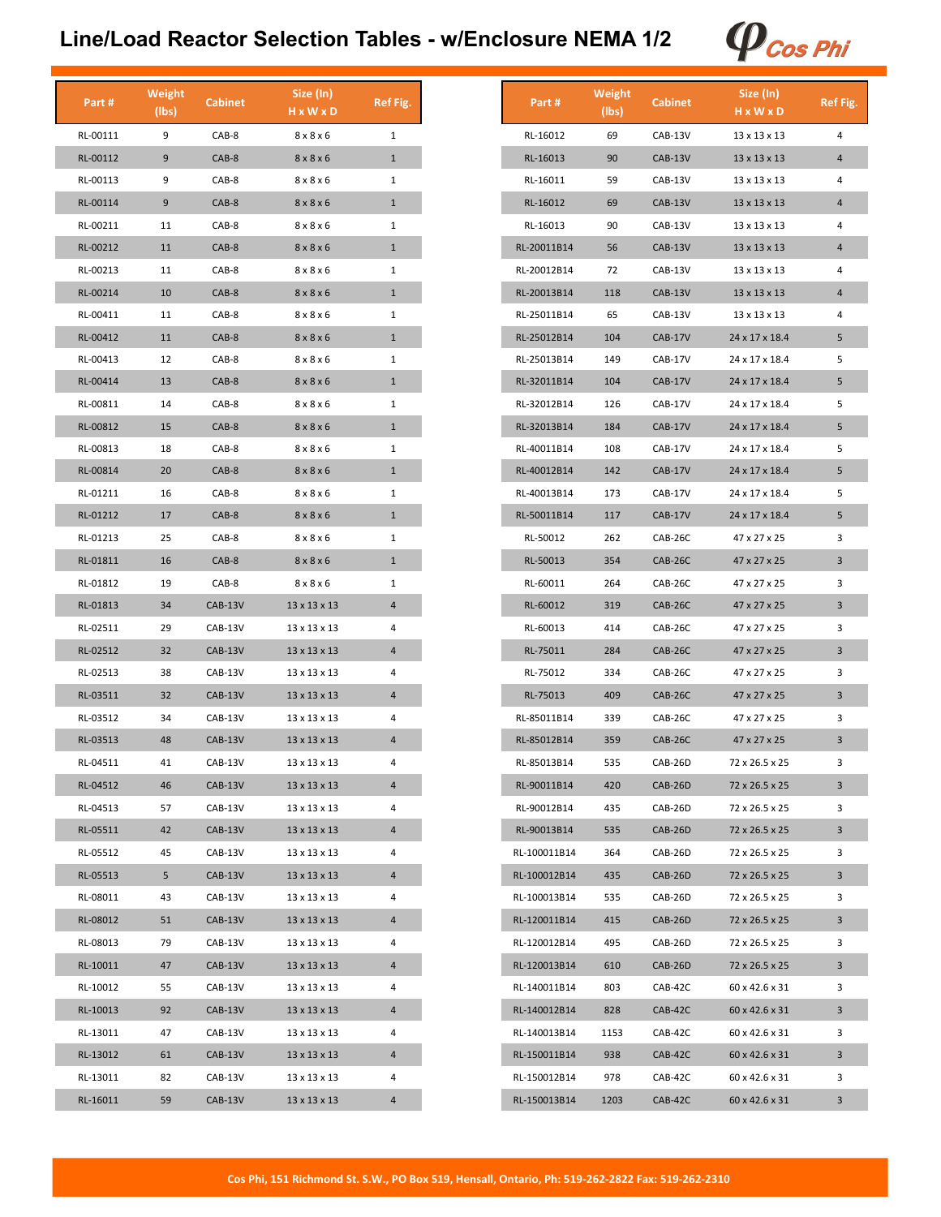# Line/Load Reactor Selection Tables - w/Enclosure NEMA 1/2

| Part # | Weight (lbs) | Cabinet | Size (In) H x W x D | Ref Fig. |
|---|---|---|---|---|
| RL-00111 | 9 | CAB-8 | 8 x 8 x 6 | 1 |
| RL-00112 | 9 | CAB-8 | 8 x 8 x 6 | 1 |
| RL-00113 | 9 | CAB-8 | 8 x 8 x 6 | 1 |
| RL-00114 | 9 | CAB-8 | 8 x 8 x 6 | 1 |
| RL-00211 | 11 | CAB-8 | 8 x 8 x 6 | 1 |
| RL-00212 | 11 | CAB-8 | 8 x 8 x 6 | 1 |
| RL-00213 | 11 | CAB-8 | 8 x 8 x 6 | 1 |
| RL-00214 | 10 | CAB-8 | 8 x 8 x 6 | 1 |
| RL-00411 | 11 | CAB-8 | 8 x 8 x 6 | 1 |
| RL-00412 | 11 | CAB-8 | 8 x 8 x 6 | 1 |
| RL-00413 | 12 | CAB-8 | 8 x 8 x 6 | 1 |
| RL-00414 | 13 | CAB-8 | 8 x 8 x 6 | 1 |
| RL-00811 | 14 | CAB-8 | 8 x 8 x 6 | 1 |
| RL-00812 | 15 | CAB-8 | 8 x 8 x 6 | 1 |
| RL-00813 | 18 | CAB-8 | 8 x 8 x 6 | 1 |
| RL-00814 | 20 | CAB-8 | 8 x 8 x 6 | 1 |
| RL-01211 | 16 | CAB-8 | 8 x 8 x 6 | 1 |
| RL-01212 | 17 | CAB-8 | 8 x 8 x 6 | 1 |
| RL-01213 | 25 | CAB-8 | 8 x 8 x 6 | 1 |
| RL-01811 | 16 | CAB-8 | 8 x 8 x 6 | 1 |
| RL-01812 | 19 | CAB-8 | 8 x 8 x 6 | 1 |
| RL-01813 | 34 | CAB-13V | 13 x 13 x 13 | 4 |
| RL-02511 | 29 | CAB-13V | 13 x 13 x 13 | 4 |
| RL-02512 | 32 | CAB-13V | 13 x 13 x 13 | 4 |
| RL-02513 | 38 | CAB-13V | 13 x 13 x 13 | 4 |
| RL-03511 | 32 | CAB-13V | 13 x 13 x 13 | 4 |
| RL-03512 | 34 | CAB-13V | 13 x 13 x 13 | 4 |
| RL-03513 | 48 | CAB-13V | 13 x 13 x 13 | 4 |
| RL-04511 | 41 | CAB-13V | 13 x 13 x 13 | 4 |
| RL-04512 | 46 | CAB-13V | 13 x 13 x 13 | 4 |
| RL-04513 | 57 | CAB-13V | 13 x 13 x 13 | 4 |
| RL-05511 | 42 | CAB-13V | 13 x 13 x 13 | 4 |
| RL-05512 | 45 | CAB-13V | 13 x 13 x 13 | 4 |
| RL-05513 | 5 | CAB-13V | 13 x 13 x 13 | 4 |
| RL-08011 | 43 | CAB-13V | 13 x 13 x 13 | 4 |
| RL-08012 | 51 | CAB-13V | 13 x 13 x 13 | 4 |
| RL-08013 | 79 | CAB-13V | 13 x 13 x 13 | 4 |
| RL-10011 | 47 | CAB-13V | 13 x 13 x 13 | 4 |
| RL-10012 | 55 | CAB-13V | 13 x 13 x 13 | 4 |
| RL-10013 | 92 | CAB-13V | 13 x 13 x 13 | 4 |
| RL-13011 | 47 | CAB-13V | 13 x 13 x 13 | 4 |
| RL-13012 | 61 | CAB-13V | 13 x 13 x 13 | 4 |
| RL-13011 | 82 | CAB-13V | 13 x 13 x 13 | 4 |
| RL-16011 | 59 | CAB-13V | 13 x 13 x 13 | 4 |

| Part # | Weight (lbs) | Cabinet | Size (In) H x W x D | Ref Fig. |
|---|---|---|---|---|
| RL-16012 | 69 | CAB-13V | 13 x 13 x 13 | 4 |
| RL-16013 | 90 | CAB-13V | 13 x 13 x 13 | 4 |
| RL-16011 | 59 | CAB-13V | 13 x 13 x 13 | 4 |
| RL-16012 | 69 | CAB-13V | 13 x 13 x 13 | 4 |
| RL-16013 | 90 | CAB-13V | 13 x 13 x 13 | 4 |
| RL-20011B14 | 56 | CAB-13V | 13 x 13 x 13 | 4 |
| RL-20012B14 | 72 | CAB-13V | 13 x 13 x 13 | 4 |
| RL-20013B14 | 118 | CAB-13V | 13 x 13 x 13 | 4 |
| RL-25011B14 | 65 | CAB-13V | 13 x 13 x 13 | 4 |
| RL-25012B14 | 104 | CAB-17V | 24 x 17 x 18.4 | 5 |
| RL-25013B14 | 149 | CAB-17V | 24 x 17 x 18.4 | 5 |
| RL-32011B14 | 104 | CAB-17V | 24 x 17 x 18.4 | 5 |
| RL-32012B14 | 126 | CAB-17V | 24 x 17 x 18.4 | 5 |
| RL-32013B14 | 184 | CAB-17V | 24 x 17 x 18.4 | 5 |
| RL-40011B14 | 108 | CAB-17V | 24 x 17 x 18.4 | 5 |
| RL-40012B14 | 142 | CAB-17V | 24 x 17 x 18.4 | 5 |
| RL-40013B14 | 173 | CAB-17V | 24 x 17 x 18.4 | 5 |
| RL-50011B14 | 117 | CAB-17V | 24 x 17 x 18.4 | 5 |
| RL-50012 | 262 | CAB-26C | 47 x 27 x 25 | 3 |
| RL-50013 | 354 | CAB-26C | 47 x 27 x 25 | 3 |
| RL-60011 | 264 | CAB-26C | 47 x 27 x 25 | 3 |
| RL-60012 | 319 | CAB-26C | 47 x 27 x 25 | 3 |
| RL-60013 | 414 | CAB-26C | 47 x 27 x 25 | 3 |
| RL-75011 | 284 | CAB-26C | 47 x 27 x 25 | 3 |
| RL-75012 | 334 | CAB-26C | 47 x 27 x 25 | 3 |
| RL-75013 | 409 | CAB-26C | 47 x 27 x 25 | 3 |
| RL-85011B14 | 339 | CAB-26C | 47 x 27 x 25 | 3 |
| RL-85012B14 | 359 | CAB-26C | 47 x 27 x 25 | 3 |
| RL-85013B14 | 535 | CAB-26D | 72 x 26.5 x 25 | 3 |
| RL-90011B14 | 420 | CAB-26D | 72 x 26.5 x 25 | 3 |
| RL-90012B14 | 435 | CAB-26D | 72 x 26.5 x 25 | 3 |
| RL-90013B14 | 535 | CAB-26D | 72 x 26.5 x 25 | 3 |
| RL-100011B14 | 364 | CAB-26D | 72 x 26.5 x 25 | 3 |
| RL-100012B14 | 435 | CAB-26D | 72 x 26.5 x 25 | 3 |
| RL-100013B14 | 535 | CAB-26D | 72 x 26.5 x 25 | 3 |
| RL-120011B14 | 415 | CAB-26D | 72 x 26.5 x 25 | 3 |
| RL-120012B14 | 495 | CAB-26D | 72 x 26.5 x 25 | 3 |
| RL-120013B14 | 610 | CAB-26D | 72 x 26.5 x 25 | 3 |
| RL-140011B14 | 803 | CAB-42C | 60 x 42.6 x 31 | 3 |
| RL-140012B14 | 828 | CAB-42C | 60 x 42.6 x 31 | 3 |
| RL-140013B14 | 1153 | CAB-42C | 60 x 42.6 x 31 | 3 |
| RL-150011B14 | 938 | CAB-42C | 60 x 42.6 x 31 | 3 |
| RL-150012B14 | 978 | CAB-42C | 60 x 42.6 x 31 | 3 |
| RL-150013B14 | 1203 | CAB-42C | 60 x 42.6 x 31 | 3 |

Cos Phi, 151 Richmond St. S.W., PO Box 519, Hensall, Ontario, Ph: 519-262-2822 Fax: 519-262-2310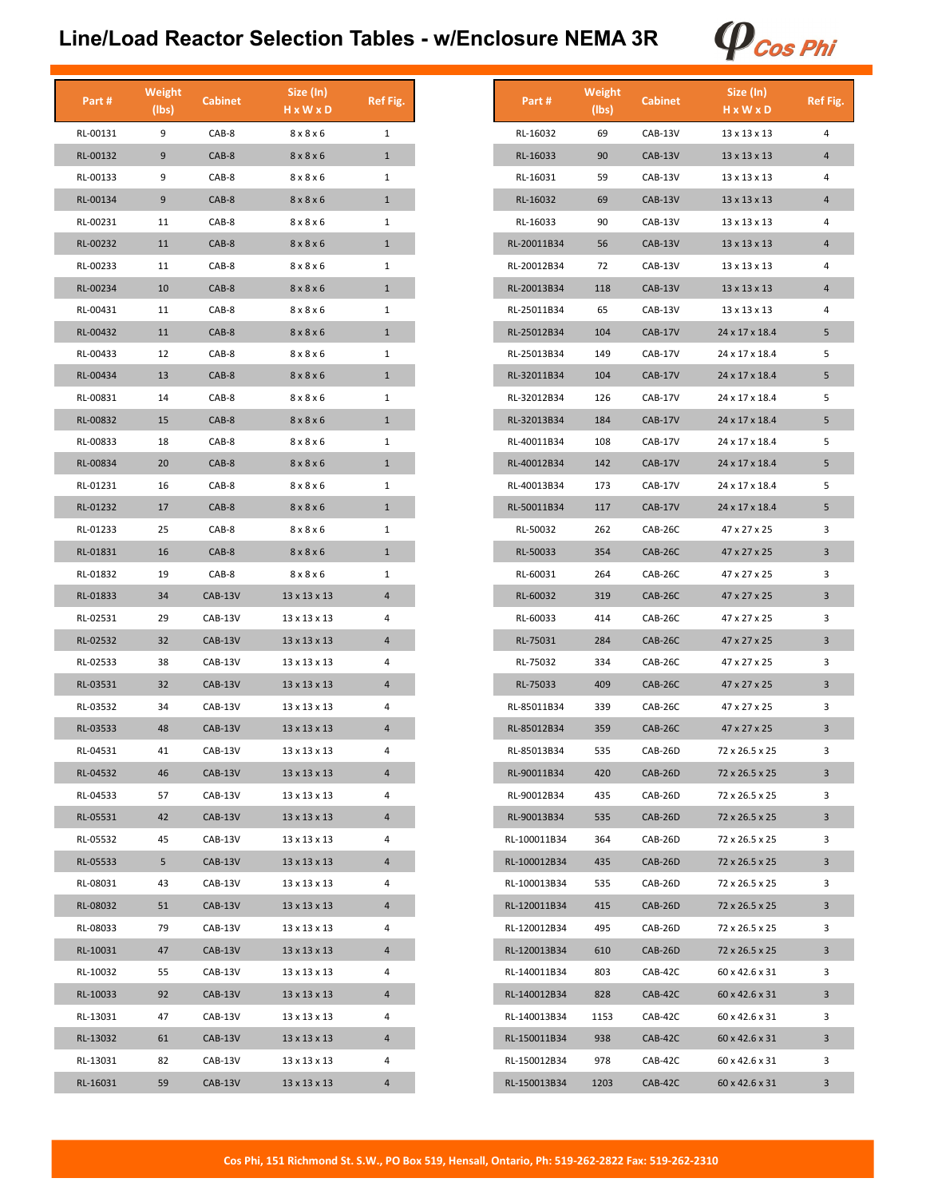# Line/Load Reactor Selection Tables - w/Enclosure NEMA 3R

| Part # | Weight (lbs) | Cabinet | Size (In) H x W x D | Ref Fig. |
|---|---|---|---|---|
| RL-00131 | 9 | CAB-8 | 8 x 8 x 6 | 1 |
| RL-00132 | 9 | CAB-8 | 8 x 8 x 6 | 1 |
| RL-00133 | 9 | CAB-8 | 8 x 8 x 6 | 1 |
| RL-00134 | 9 | CAB-8 | 8 x 8 x 6 | 1 |
| RL-00231 | 11 | CAB-8 | 8 x 8 x 6 | 1 |
| RL-00232 | 11 | CAB-8 | 8 x 8 x 6 | 1 |
| RL-00233 | 11 | CAB-8 | 8 x 8 x 6 | 1 |
| RL-00234 | 10 | CAB-8 | 8 x 8 x 6 | 1 |
| RL-00431 | 11 | CAB-8 | 8 x 8 x 6 | 1 |
| RL-00432 | 11 | CAB-8 | 8 x 8 x 6 | 1 |
| RL-00433 | 12 | CAB-8 | 8 x 8 x 6 | 1 |
| RL-00434 | 13 | CAB-8 | 8 x 8 x 6 | 1 |
| RL-00831 | 14 | CAB-8 | 8 x 8 x 6 | 1 |
| RL-00832 | 15 | CAB-8 | 8 x 8 x 6 | 1 |
| RL-00833 | 18 | CAB-8 | 8 x 8 x 6 | 1 |
| RL-00834 | 20 | CAB-8 | 8 x 8 x 6 | 1 |
| RL-01231 | 16 | CAB-8 | 8 x 8 x 6 | 1 |
| RL-01232 | 17 | CAB-8 | 8 x 8 x 6 | 1 |
| RL-01233 | 25 | CAB-8 | 8 x 8 x 6 | 1 |
| RL-01831 | 16 | CAB-8 | 8 x 8 x 6 | 1 |
| RL-01832 | 19 | CAB-8 | 8 x 8 x 6 | 1 |
| RL-01833 | 34 | CAB-13V | 13 x 13 x 13 | 4 |
| RL-02531 | 29 | CAB-13V | 13 x 13 x 13 | 4 |
| RL-02532 | 32 | CAB-13V | 13 x 13 x 13 | 4 |
| RL-02533 | 38 | CAB-13V | 13 x 13 x 13 | 4 |
| RL-03531 | 32 | CAB-13V | 13 x 13 x 13 | 4 |
| RL-03532 | 34 | CAB-13V | 13 x 13 x 13 | 4 |
| RL-03533 | 48 | CAB-13V | 13 x 13 x 13 | 4 |
| RL-04531 | 41 | CAB-13V | 13 x 13 x 13 | 4 |
| RL-04532 | 46 | CAB-13V | 13 x 13 x 13 | 4 |
| RL-04533 | 57 | CAB-13V | 13 x 13 x 13 | 4 |
| RL-05531 | 42 | CAB-13V | 13 x 13 x 13 | 4 |
| RL-05532 | 45 | CAB-13V | 13 x 13 x 13 | 4 |
| RL-05533 | 5 | CAB-13V | 13 x 13 x 13 | 4 |
| RL-08031 | 43 | CAB-13V | 13 x 13 x 13 | 4 |
| RL-08032 | 51 | CAB-13V | 13 x 13 x 13 | 4 |
| RL-08033 | 79 | CAB-13V | 13 x 13 x 13 | 4 |
| RL-10031 | 47 | CAB-13V | 13 x 13 x 13 | 4 |
| RL-10032 | 55 | CAB-13V | 13 x 13 x 13 | 4 |
| RL-10033 | 92 | CAB-13V | 13 x 13 x 13 | 4 |
| RL-13031 | 47 | CAB-13V | 13 x 13 x 13 | 4 |
| RL-13032 | 61 | CAB-13V | 13 x 13 x 13 | 4 |
| RL-13031 | 82 | CAB-13V | 13 x 13 x 13 | 4 |
| RL-16031 | 59 | CAB-13V | 13 x 13 x 13 | 4 |

| Part # | Weight (lbs) | Cabinet | Size (In) H x W x D | Ref Fig. |
|---|---|---|---|---|
| RL-16032 | 69 | CAB-13V | 13 x 13 x 13 | 4 |
| RL-16033 | 90 | CAB-13V | 13 x 13 x 13 | 4 |
| RL-16031 | 59 | CAB-13V | 13 x 13 x 13 | 4 |
| RL-16032 | 69 | CAB-13V | 13 x 13 x 13 | 4 |
| RL-16033 | 90 | CAB-13V | 13 x 13 x 13 | 4 |
| RL-20011B34 | 56 | CAB-13V | 13 x 13 x 13 | 4 |
| RL-20012B34 | 72 | CAB-13V | 13 x 13 x 13 | 4 |
| RL-20013B34 | 118 | CAB-13V | 13 x 13 x 13 | 4 |
| RL-25011B34 | 65 | CAB-13V | 13 x 13 x 13 | 4 |
| RL-25012B34 | 104 | CAB-17V | 24 x 17 x 18.4 | 5 |
| RL-25013B34 | 149 | CAB-17V | 24 x 17 x 18.4 | 5 |
| RL-32011B34 | 104 | CAB-17V | 24 x 17 x 18.4 | 5 |
| RL-32012B34 | 126 | CAB-17V | 24 x 17 x 18.4 | 5 |
| RL-32013B34 | 184 | CAB-17V | 24 x 17 x 18.4 | 5 |
| RL-40011B34 | 108 | CAB-17V | 24 x 17 x 18.4 | 5 |
| RL-40012B34 | 142 | CAB-17V | 24 x 17 x 18.4 | 5 |
| RL-40013B34 | 173 | CAB-17V | 24 x 17 x 18.4 | 5 |
| RL-50011B34 | 117 | CAB-17V | 24 x 17 x 18.4 | 5 |
| RL-50032 | 262 | CAB-26C | 47 x 27 x 25 | 3 |
| RL-50033 | 354 | CAB-26C | 47 x 27 x 25 | 3 |
| RL-60031 | 264 | CAB-26C | 47 x 27 x 25 | 3 |
| RL-60032 | 319 | CAB-26C | 47 x 27 x 25 | 3 |
| RL-60033 | 414 | CAB-26C | 47 x 27 x 25 | 3 |
| RL-75031 | 284 | CAB-26C | 47 x 27 x 25 | 3 |
| RL-75032 | 334 | CAB-26C | 47 x 27 x 25 | 3 |
| RL-75033 | 409 | CAB-26C | 47 x 27 x 25 | 3 |
| RL-85011B34 | 339 | CAB-26C | 47 x 27 x 25 | 3 |
| RL-85012B34 | 359 | CAB-26C | 47 x 27 x 25 | 3 |
| RL-85013B34 | 535 | CAB-26D | 72 x 26.5 x 25 | 3 |
| RL-90011B34 | 420 | CAB-26D | 72 x 26.5 x 25 | 3 |
| RL-90012B34 | 435 | CAB-26D | 72 x 26.5 x 25 | 3 |
| RL-90013B34 | 535 | CAB-26D | 72 x 26.5 x 25 | 3 |
| RL-100011B34 | 364 | CAB-26D | 72 x 26.5 x 25 | 3 |
| RL-100012B34 | 435 | CAB-26D | 72 x 26.5 x 25 | 3 |
| RL-100013B34 | 535 | CAB-26D | 72 x 26.5 x 25 | 3 |
| RL-120011B34 | 415 | CAB-26D | 72 x 26.5 x 25 | 3 |
| RL-120012B34 | 495 | CAB-26D | 72 x 26.5 x 25 | 3 |
| RL-120013B34 | 610 | CAB-26D | 72 x 26.5 x 25 | 3 |
| RL-140011B34 | 803 | CAB-42C | 60 x 42.6 x 31 | 3 |
| RL-140012B34 | 828 | CAB-42C | 60 x 42.6 x 31 | 3 |
| RL-140013B34 | 1153 | CAB-42C | 60 x 42.6 x 31 | 3 |
| RL-150011B34 | 938 | CAB-42C | 60 x 42.6 x 31 | 3 |
| RL-150012B34 | 978 | CAB-42C | 60 x 42.6 x 31 | 3 |
| RL-150013B34 | 1203 | CAB-42C | 60 x 42.6 x 31 | 3 |